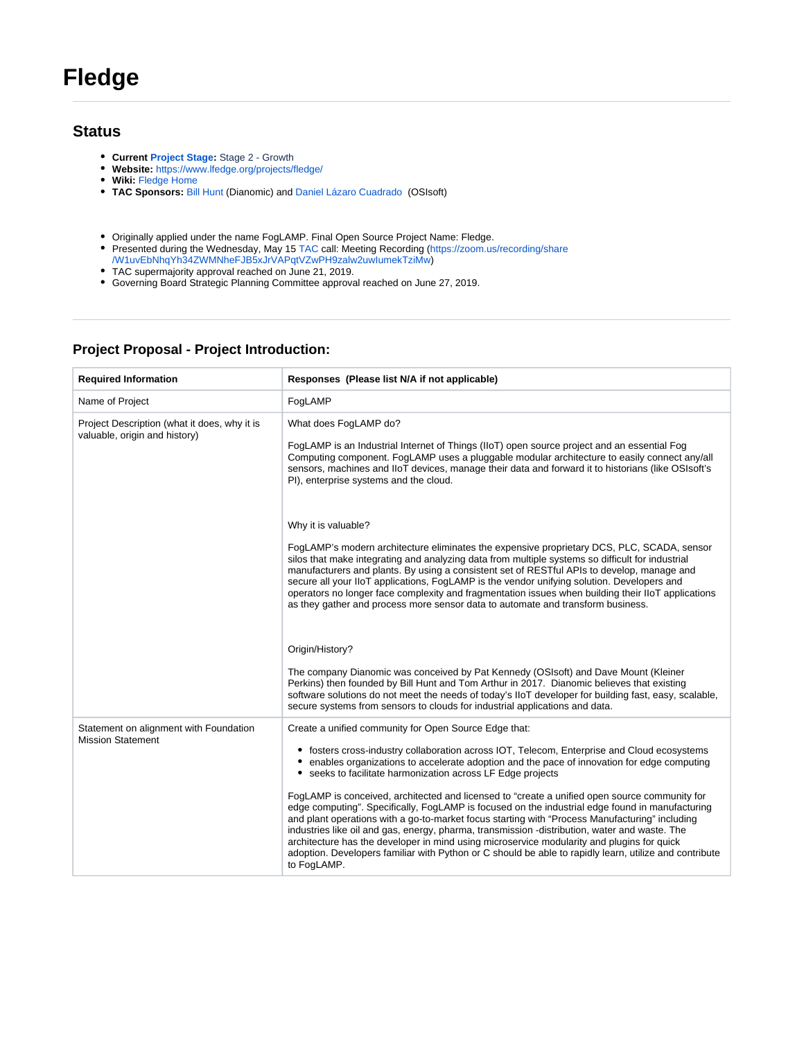# Fledge

## Status

- **Current Project Stage:** Stage 2 - Growth
- **Website:** https://www.lfedge.org/projects/fledge/
- **Wiki:** Fledge Home
- **TAC Sponsors:** Bill Hunt (Dianomic) and Daniel Lázaro Cuadrado (OSIsoft)

- Originally applied under the name FogLAMP. Final Open Source Project Name: Fledge.
- Presented during the Wednesday, May 15 TAC call: Meeting Recording (https://zoom.us/recording/share/W1uvEbNhqYh34ZWMNheFJB5xJrVAPqtVZwPH9zalw2uwIumekTziMw)
- TAC supermajority approval reached on June 21, 2019.
- Governing Board Strategic Planning Committee approval reached on June 27, 2019.

## Project Proposal - Project Introduction:

| Required Information | Responses (Please list N/A if not applicable) |
|---|---|
| Name of Project | FogLAMP |
| Project Description (what it does, why it is valuable, origin and history) | What does FogLAMP do?<br><br>FogLAMP is an Industrial Internet of Things (IIoT) open source project and an essential Fog Computing component. FogLAMP uses a pluggable modular architecture to easily connect any/all sensors, machines and IIoT devices, manage their data and forward it to historians (like OSIsoft's PI), enterprise systems and the cloud.<br><br>Why it is valuable?<br><br>FogLAMP's modern architecture eliminates the expensive proprietary DCS, PLC, SCADA, sensor silos that make integrating and analyzing data from multiple systems so difficult for industrial manufacturers and plants. By using a consistent set of RESTful APIs to develop, manage and secure all your IIoT applications, FogLAMP is the vendor unifying solution. Developers and operators no longer face complexity and fragmentation issues when building their IIoT applications as they gather and process more sensor data to automate and transform business.<br><br>Origin/History?<br><br>The company Dianomic was conceived by Pat Kennedy (OSIsoft) and Dave Mount (Kleiner Perkins) then founded by Bill Hunt and Tom Arthur in 2017. Dianomic believes that existing software solutions do not meet the needs of today's IIoT developer for building fast, easy, scalable, secure systems from sensors to clouds for industrial applications and data. |
| Statement on alignment with Foundation Mission Statement | Create a unified community for Open Source Edge that:<br><br>• fosters cross-industry collaboration across IOT, Telecom, Enterprise and Cloud ecosystems<br>• enables organizations to accelerate adoption and the pace of innovation for edge computing<br>• seeks to facilitate harmonization across LF Edge projects<br><br>FogLAMP is conceived, architected and licensed to "create a unified open source community for edge computing". Specifically, FogLAMP is focused on the industrial edge found in manufacturing and plant operations with a go-to-market focus starting with "Process Manufacturing" including industries like oil and gas, energy, pharma, transmission -distribution, water and waste. The architecture has the developer in mind using microservice modularity and plugins for quick adoption. Developers familiar with Python or C should be able to rapidly learn, utilize and contribute to FogLAMP. |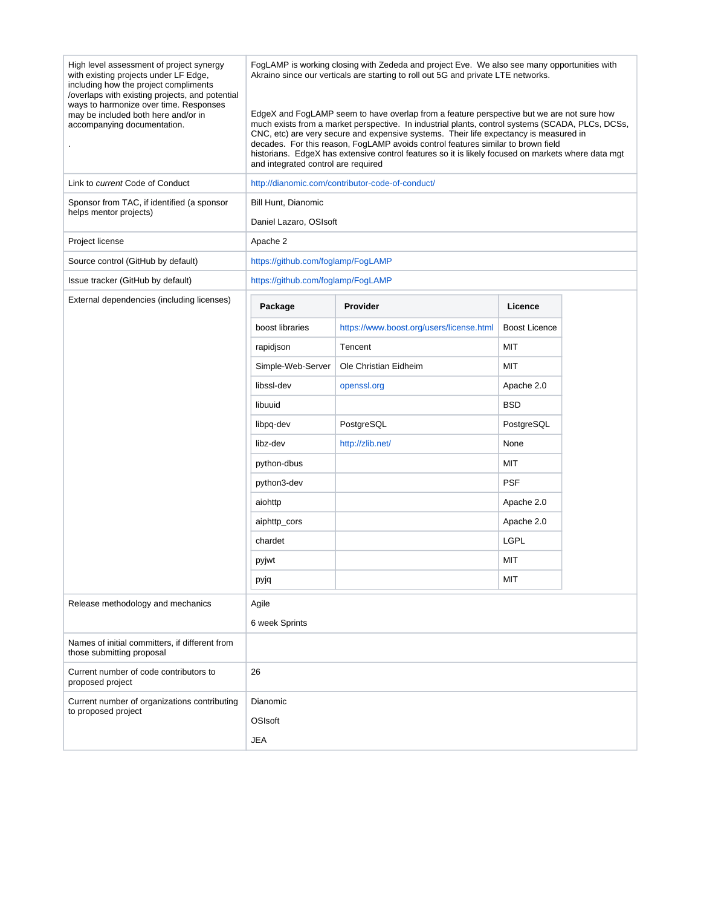| | |
|---|---|
| High level assessment of project synergy with existing projects under LF Edge, including how the project compliments /overlaps with existing projects, and potential ways to harmonize over time. Responses may be included both here and/or in accompanying documentation.<br><br>. | FogLAMP is working closing with Zededa and project Eve.  We also see many opportunities with Akraino since our verticals are starting to roll out 5G and private LTE networks.<br><br>EdgeX and FogLAMP seem to have overlap from a feature perspective but we are not sure how much exists from a market perspective.  In industrial plants, control systems (SCADA, PLCs, DCSs, CNC, etc) are very secure and expensive systems.  Their life expectancy is measured in decades.  For this reason, FogLAMP avoids control features similar to brown field historians.  EdgeX has extensive control features so it is likely focused on markets where data mgt and integrated control are required |
| Link to *current* Code of Conduct | http://dianomic.com/contributor-code-of-conduct/ |
| Sponsor from TAC, if identified (a sponsor helps mentor projects) | Bill Hunt, Dianomic<br><br>Daniel Lazaro, OSIsoft |
| Project license | Apache 2 |
| Source control (GitHub by default) | https://github.com/foglamp/FogLAMP |
| Issue tracker (GitHub by default) | https://github.com/foglamp/FogLAMP |
| External dependencies (including licenses) | (see table below) |

| Package | Provider | Licence |
|---|---|---|
| boost libraries | https://www.boost.org/users/license.html | Boost Licence |
| rapidjson | Tencent | MIT |
| Simple-Web-Server | Ole Christian Eidheim | MIT |
| libssl-dev | openssl.org | Apache 2.0 |
| libuuid | | BSD |
| libpq-dev | PostgreSQL | PostgreSQL |
| libz-dev | http://zlib.net/ | None |
| python-dbus | | MIT |
| python3-dev | | PSF |
| aiohttp | | Apache 2.0 |
| aiphttp_cors | | Apache 2.0 |
| chardet | | LGPL |
| pyjwt | | MIT |
| pyjq | | MIT |

| | |
|---|---|
| Release methodology and mechanics | Agile<br><br>6 week Sprints |
| Names of initial committers, if different from those submitting proposal | |
| Current number of code contributors to proposed project | 26 |
| Current number of organizations contributing to proposed project | Dianomic<br><br>OSIsoft<br><br>JEA |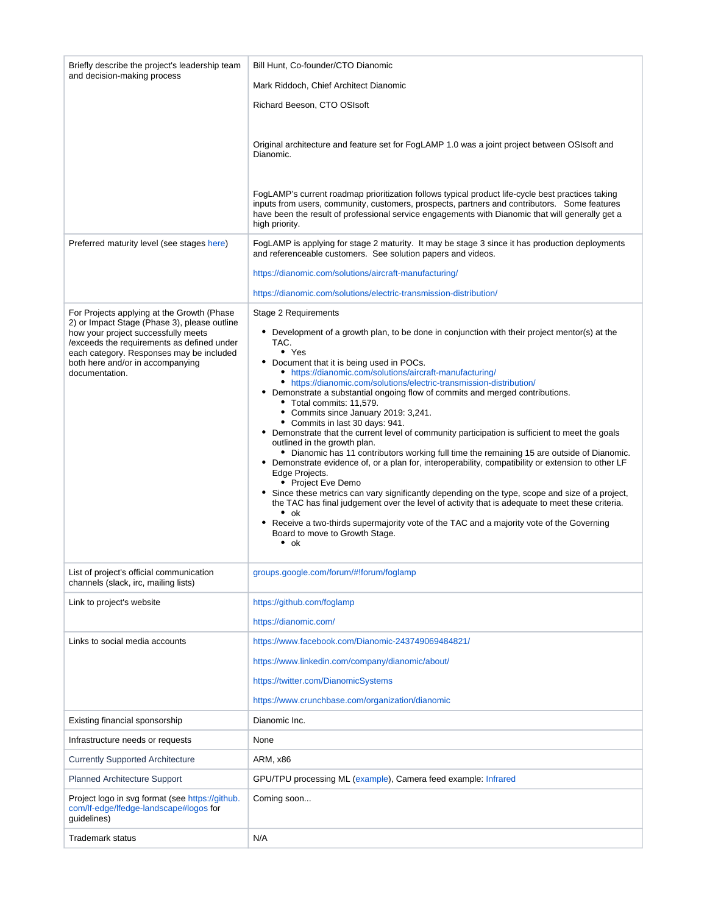| | |
|---|---|
| Briefly describe the project's leadership team and decision-making process | Bill Hunt, Co-founder/CTO Dianomic<br><br>Mark Riddoch, Chief Architect Dianomic<br><br>Richard Beeson, CTO OSIsoft<br><br>Original architecture and feature set for FogLAMP 1.0 was a joint project between OSIsoft and Dianomic.<br><br>FogLAMP's current roadmap prioritization follows typical product life-cycle best practices taking inputs from users, community, customers, prospects, partners and contributors. Some features have been the result of professional service engagements with Dianomic that will generally get a high priority. |
| Preferred maturity level (see stages here) | FogLAMP is applying for stage 2 maturity. It may be stage 3 since it has production deployments and referenceable customers. See solution papers and videos.<br><br>https://dianomic.com/solutions/aircraft-manufacturing/<br><br>https://dianomic.com/solutions/electric-transmission-distribution/ |
| For Projects applying at the Growth (Phase 2) or Impact Stage (Phase 3), please outline how your project successfully meets /exceeds the requirements as defined under each category. Responses may be included both here and/or in accompanying documentation. | Stage 2 Requirements<br><br>• Development of a growth plan, to be done in conjunction with their project mentor(s) at the TAC.<br>&nbsp;&nbsp;&nbsp;&nbsp;◦ Yes<br>• Document that it is being used in POCs.<br>&nbsp;&nbsp;&nbsp;&nbsp;◦ https://dianomic.com/solutions/aircraft-manufacturing/<br>&nbsp;&nbsp;&nbsp;&nbsp;◦ https://dianomic.com/solutions/electric-transmission-distribution/<br>• Demonstrate a substantial ongoing flow of commits and merged contributions.<br>&nbsp;&nbsp;&nbsp;&nbsp;◦ Total commits: 11,579.<br>&nbsp;&nbsp;&nbsp;&nbsp;◦ Commits since January 2019: 3,241.<br>&nbsp;&nbsp;&nbsp;&nbsp;◦ Commits in last 30 days: 941.<br>• Demonstrate that the current level of community participation is sufficient to meet the goals outlined in the growth plan.<br>&nbsp;&nbsp;&nbsp;&nbsp;◦ Dianomic has 11 contributors working full time the remaining 15 are outside of Dianomic.<br>• Demonstrate evidence of, or a plan for, interoperability, compatibility or extension to other LF Edge Projects.<br>&nbsp;&nbsp;&nbsp;&nbsp;◦ Project Eve Demo<br>• Since these metrics can vary significantly depending on the type, scope and size of a project, the TAC has final judgement over the level of activity that is adequate to meet these criteria.<br>&nbsp;&nbsp;&nbsp;&nbsp;◦ ok<br>• Receive a two-thirds supermajority vote of the TAC and a majority vote of the Governing Board to move to Growth Stage.<br>&nbsp;&nbsp;&nbsp;&nbsp;◦ ok |
| List of project's official communication channels (slack, irc, mailing lists) | groups.google.com/forum/#!forum/foglamp |
| Link to project's website | https://github.com/foglamp<br><br>https://dianomic.com/ |
| Links to social media accounts | https://www.facebook.com/Dianomic-243749069484821/<br><br>https://www.linkedin.com/company/dianomic/about/<br><br>https://twitter.com/DianomicSystems<br><br>https://www.crunchbase.com/organization/dianomic |
| Existing financial sponsorship | Dianomic Inc. |
| Infrastructure needs or requests | None |
| Currently Supported Architecture | ARM, x86 |
| Planned Architecture Support | GPU/TPU processing ML (example), Camera feed example: Infrared |
| Project logo in svg format (see https://github.com/lf-edge/lfedge-landscape#logos for guidelines) | Coming soon... |
| Trademark status | N/A |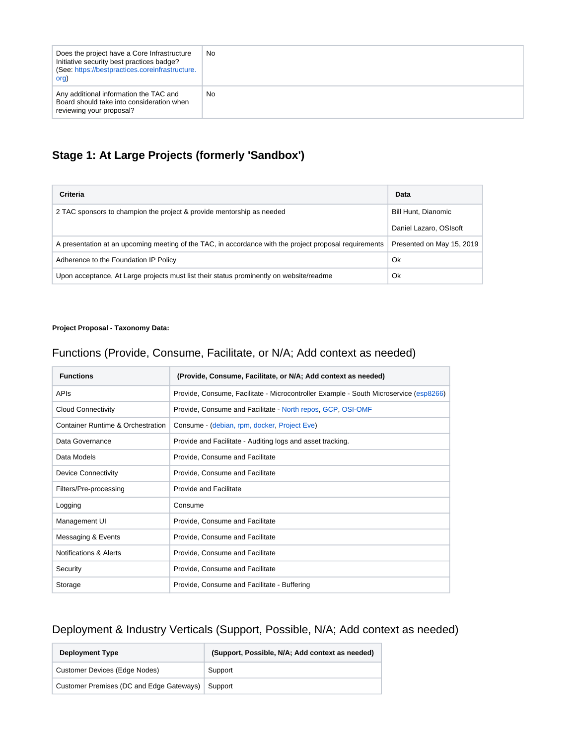| | |
|---|---|
| Does the project have a Core Infrastructure Initiative security best practices badge? (See: https://bestpractices.coreinfrastructure.org) | No |
| Any additional information the TAC and Board should take into consideration when reviewing your proposal? | No |

## Stage 1: At Large Projects (formerly 'Sandbox')

| Criteria | Data |
|---|---|
| 2 TAC sponsors to champion the project & provide mentorship as needed | Bill Hunt, Dianomic<br><br>Daniel Lazaro, OSIsoft |
| A presentation at an upcoming meeting of the TAC, in accordance with the project proposal requirements | Presented on May 15, 2019 |
| Adherence to the Foundation IP Policy | Ok |
| Upon acceptance, At Large projects must list their status prominently on website/readme | Ok |

**Project Proposal - Taxonomy Data:**

## Functions (Provide, Consume, Facilitate, or N/A; Add context as needed)

| Functions | (Provide, Consume, Facilitate, or N/A; Add context as needed) |
|---|---|
| APIs | Provide, Consume, Facilitate - Microcontroller Example - South Microservice (esp8266) |
| Cloud Connectivity | Provide, Consume and Facilitate - North repos, GCP, OSI-OMF |
| Container Runtime & Orchestration | Consume - (debian, rpm, docker, Project Eve) |
| Data Governance | Provide and Facilitate - Auditing logs and asset tracking. |
| Data Models | Provide, Consume and Facilitate |
| Device Connectivity | Provide, Consume and Facilitate |
| Filters/Pre-processing | Provide and Facilitate |
| Logging | Consume |
| Management UI | Provide, Consume and Facilitate |
| Messaging & Events | Provide, Consume and Facilitate |
| Notifications & Alerts | Provide, Consume and Facilitate |
| Security | Provide, Consume and Facilitate |
| Storage | Provide, Consume and Facilitate - Buffering |

## Deployment & Industry Verticals (Support, Possible, N/A; Add context as needed)

| Deployment Type | (Support, Possible, N/A; Add context as needed) |
|---|---|
| Customer Devices (Edge Nodes) | Support |
| Customer Premises (DC and Edge Gateways) | Support |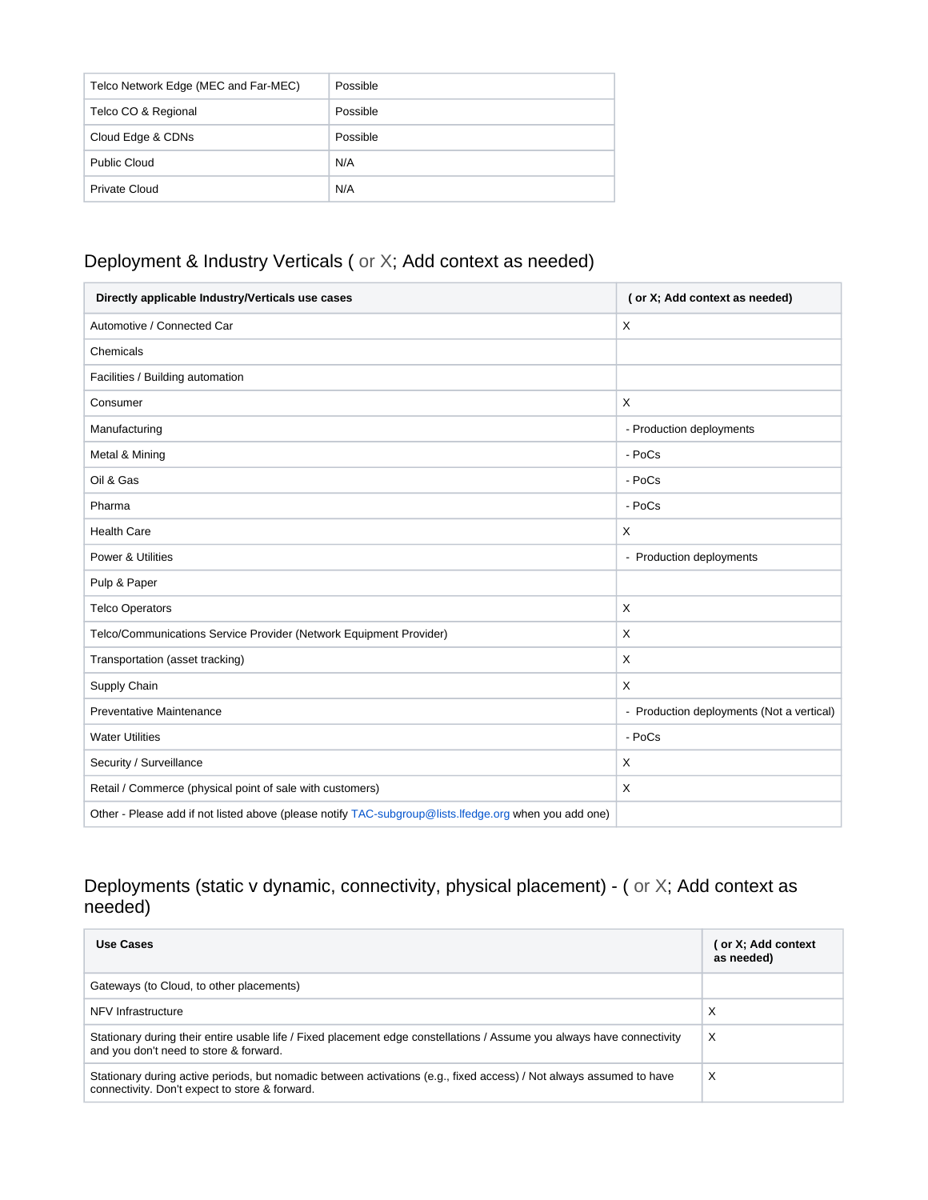| | |
|---|---|
| Telco Network Edge (MEC and Far-MEC) | Possible |
| Telco CO & Regional | Possible |
| Cloud Edge & CDNs | Possible |
| Public Cloud | N/A |
| Private Cloud | N/A |

## Deployment & Industry Verticals ( or X; Add context as needed)

| Directly applicable Industry/Verticals use cases | ( or X; Add context as needed) |
|---|---|
| Automotive / Connected Car | X |
| Chemicals | |
| Facilities / Building automation | |
| Consumer | X |
| Manufacturing | - Production deployments |
| Metal & Mining | - PoCs |
| Oil & Gas | - PoCs |
| Pharma | - PoCs |
| Health Care | X |
| Power & Utilities | - Production deployments |
| Pulp & Paper | |
| Telco Operators | X |
| Telco/Communications Service Provider (Network Equipment Provider) | X |
| Transportation (asset tracking) | X |
| Supply Chain | X |
| Preventative Maintenance | - Production deployments (Not a vertical) |
| Water Utilities | - PoCs |
| Security / Surveillance | X |
| Retail / Commerce (physical point of sale with customers) | X |
| Other - Please add if not listed above (please notify TAC-subgroup@lists.lfedge.org when you add one) | |

## Deployments (static v dynamic, connectivity, physical placement) - ( or X; Add context as needed)

| Use Cases | ( or X; Add context as needed) |
|---|---|
| Gateways (to Cloud, to other placements) | |
| NFV Infrastructure | X |
| Stationary during their entire usable life / Fixed placement edge constellations / Assume you always have connectivity and you don't need to store & forward. | X |
| Stationary during active periods, but nomadic between activations (e.g., fixed access) / Not always assumed to have connectivity. Don't expect to store & forward. | X |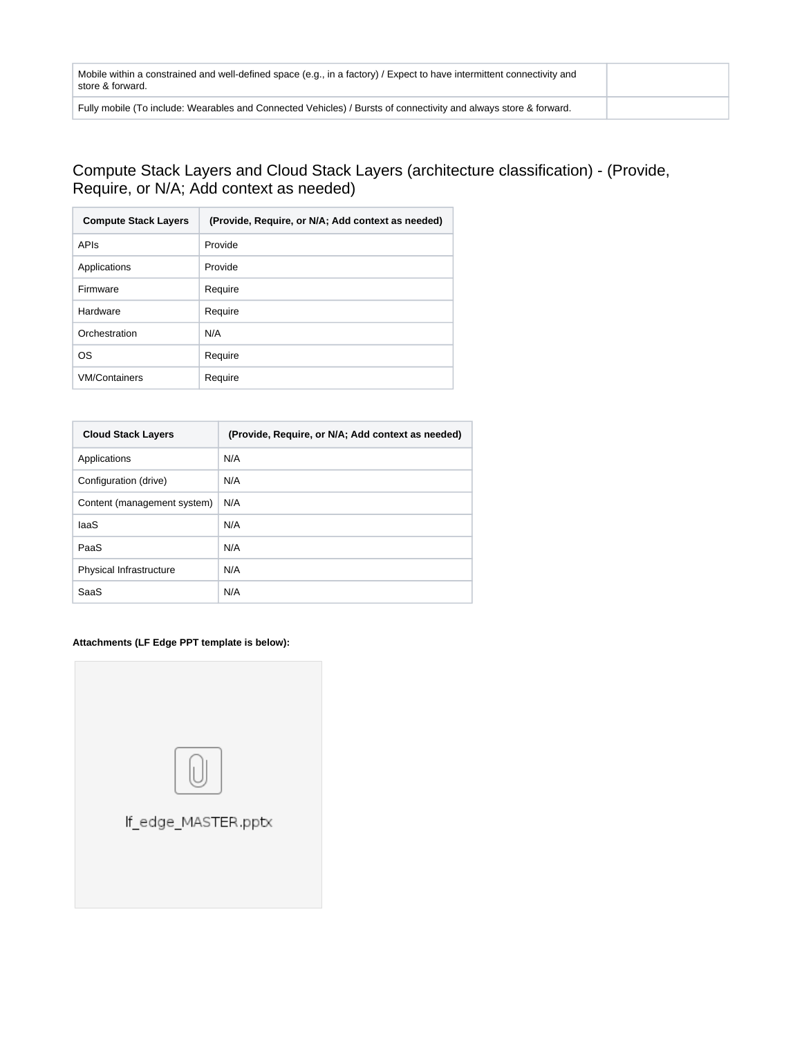| | |
|---|---|
| Mobile within a constrained and well-defined space (e.g., in a factory) / Expect to have intermittent connectivity and store & forward. | |
| Fully mobile (To include: Wearables and Connected Vehicles) / Bursts of connectivity and always store & forward. | |

## Compute Stack Layers and Cloud Stack Layers (architecture classification) - (Provide, Require, or N/A; Add context as needed)

| Compute Stack Layers | (Provide, Require, or N/A; Add context as needed) |
|---|---|
| APIs | Provide |
| Applications | Provide |
| Firmware | Require |
| Hardware | Require |
| Orchestration | N/A |
| OS | Require |
| VM/Containers | Require |

| Cloud Stack Layers | (Provide, Require, or N/A; Add context as needed) |
|---|---|
| Applications | N/A |
| Configuration (drive) | N/A |
| Content (management system) | N/A |
| IaaS | N/A |
| PaaS | N/A |
| Physical Infrastructure | N/A |
| SaaS | N/A |

**Attachments (LF Edge PPT template is below):**

lf_edge_MASTER.pptx